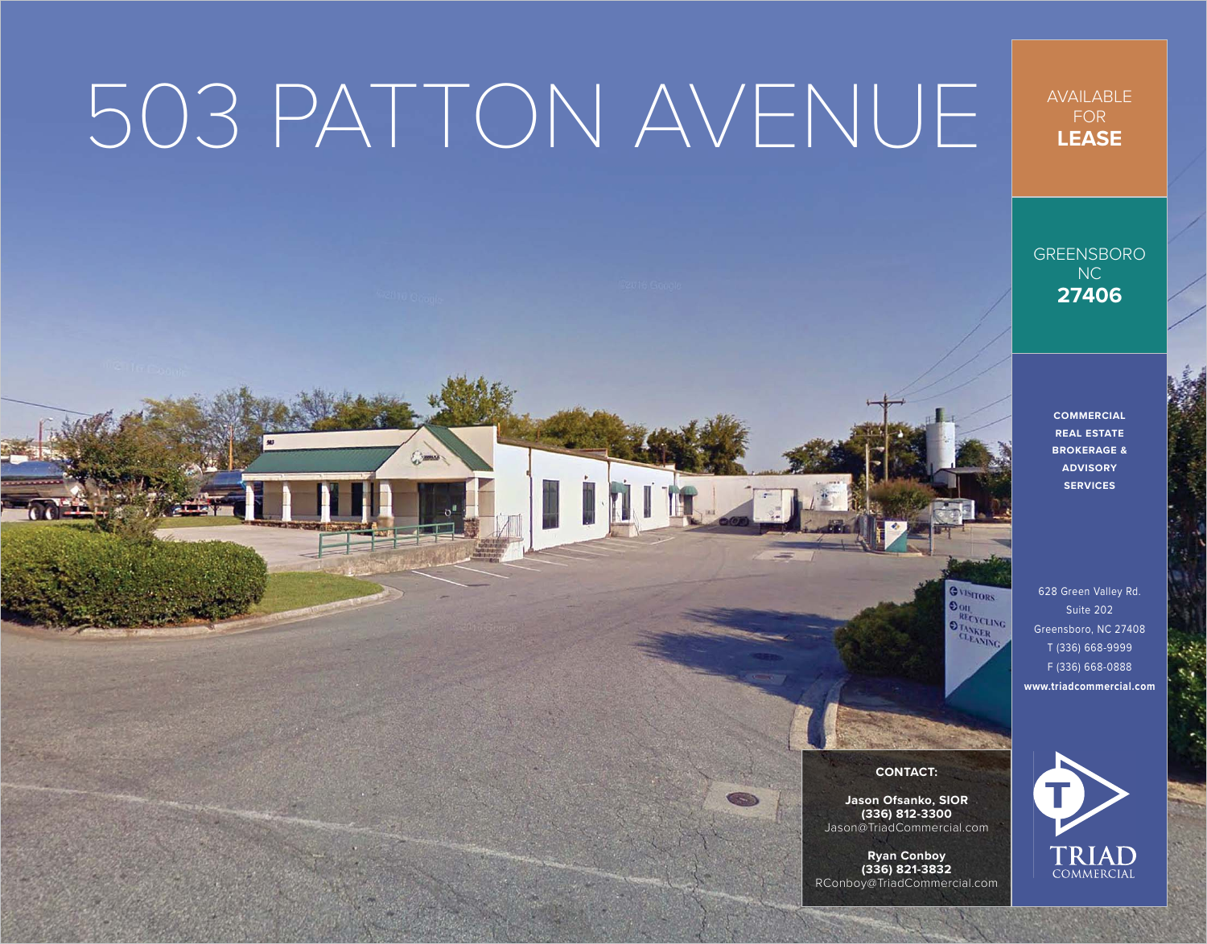# 503 PATTON AVENUE

AVAILABLE FOR **LEASE**

GREENSBORO NC **27406**

**COMMERCIAL REAL ESTATE BROKERAGE & ADVISORY SERVICES**

628 Green Valley Rd.
Suite 202
Greensboro, NC 27408
T (336) 668-9999
F (336) 668-0888
**www.triadcommercial.com**

**CONTACT:**

**Jason Ofsanko, SIOR**
**(336) 812-3300**
Jason@TriadCommercial.com

**Ryan Conboy**
**(336) 821-3832**
RConboy@TriadCommercial.com

TRIAD COMMERCIAL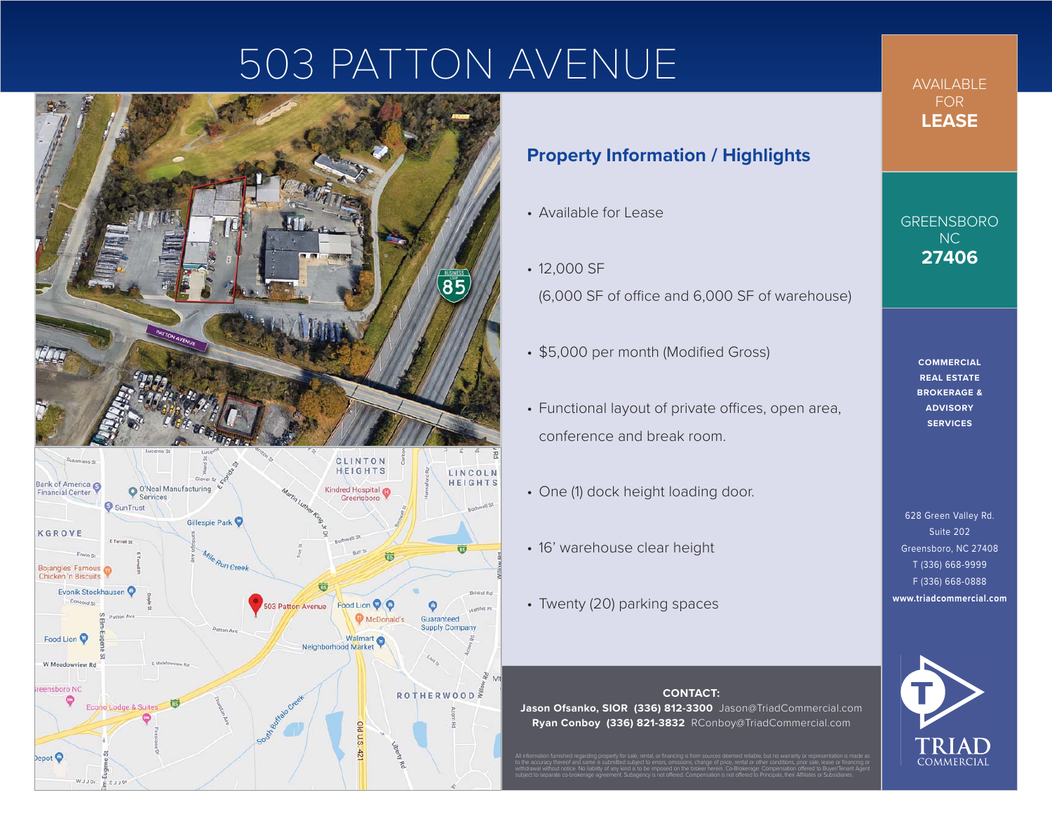# 503 PATTON AVENUE

AVAILABLE FOR **LEASE**

GREENSBORO NC **27406**

## Property Information / Highlights

- Available for Lease
- 12,000 SF
  (6,000 SF of office and 6,000 SF of warehouse)
- $5,000 per month (Modified Gross)
- Functional layout of private offices, open area, conference and break room.
- One (1) dock height loading door.
- 16' warehouse clear height
- Twenty (20) parking spaces

**CONTACT:**
**Jason Ofsanko, SIOR (336) 812-3300** Jason@TriadCommercial.com
**Ryan Conboy (336) 821-3832** RConboy@TriadCommercial.com

All information furnished regarding property for sale, rental, or financing is from sources deemed reliable, but no warranty or representation is made as to the accuracy thereof and same is submitted subject to errors, omissions, change of price, rental or other conditions, prior sale, lease or financing or withdrawal without notice. No liability of any kind is to be imposed on the broker herein. Co-Brokerage: Compensation offered to Buyer/Tenant Agent subject to separate co-brokerage agreement. Subagency is not offered. Compensation is not offered to Principals, their Affiliates or Subsidiaries.

**COMMERCIAL REAL ESTATE BROKERAGE & ADVISORY SERVICES**

628 Green Valley Rd.
Suite 202
Greensboro, NC 27408
T (336) 668-9999
F (336) 668-0888
**www.triadcommercial.com**

TRIAD COMMERCIAL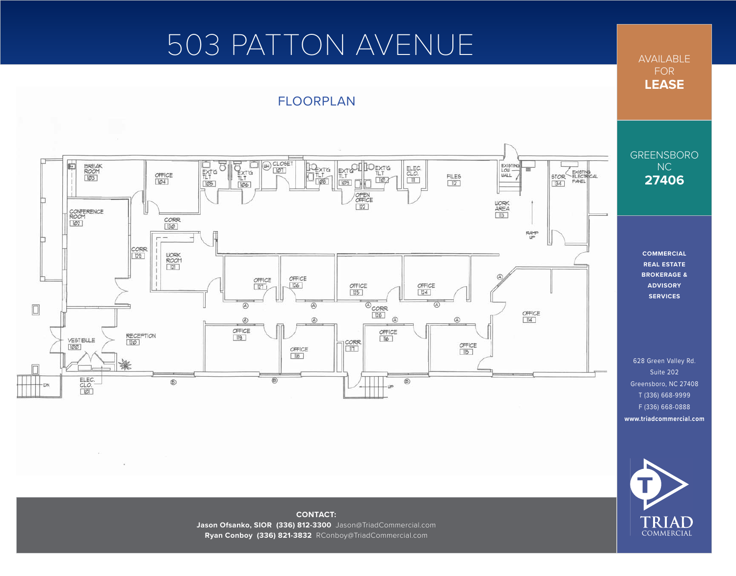# 503 PATTON AVENUE

## FLOORPLAN

BREAK ROOM 103
OFFICE 104
EXT'G TLT 105
EXT'G TLT 106
CLOSET 107
EXT'G TLT 108
EXT'G TLT 109
EXT'G TLT 110
ELEC. CLO. 111
FILES 112
EXISTING LOW WALL
STOR 134
EXISTING ELECTRICAL PANEL
CONFERENCE ROOM 102
CORR 130
OPEN OFFICE 122
WORK AREA 113
CORR 129
WORK ROOM 121
RAMP UP
OFFICE 127
OFFICE 126
OFFICE 125
OFFICE 124
CORR 128
OFFICE 114
VESTIBULE 100
RECEPTION 120
OFFICE 119
OFFICE 118
CORR 117
OFFICE 116
OFFICE 115
ELEC. CLO. 101
DN
UP

AVAILABLE FOR **LEASE**

GREENSBORO NC **27406**

**COMMERCIAL REAL ESTATE BROKERAGE & ADVISORY SERVICES**

628 Green Valley Rd.
Suite 202
Greensboro, NC 27408
T (336) 668-9999
F (336) 668-0888
**www.triadcommercial.com**

TRIAD COMMERCIAL

**CONTACT:**
**Jason Ofsanko, SIOR (336) 812-3300** Jason@TriadCommercial.com
**Ryan Conboy (336) 821-3832** RConboy@TriadCommercial.com